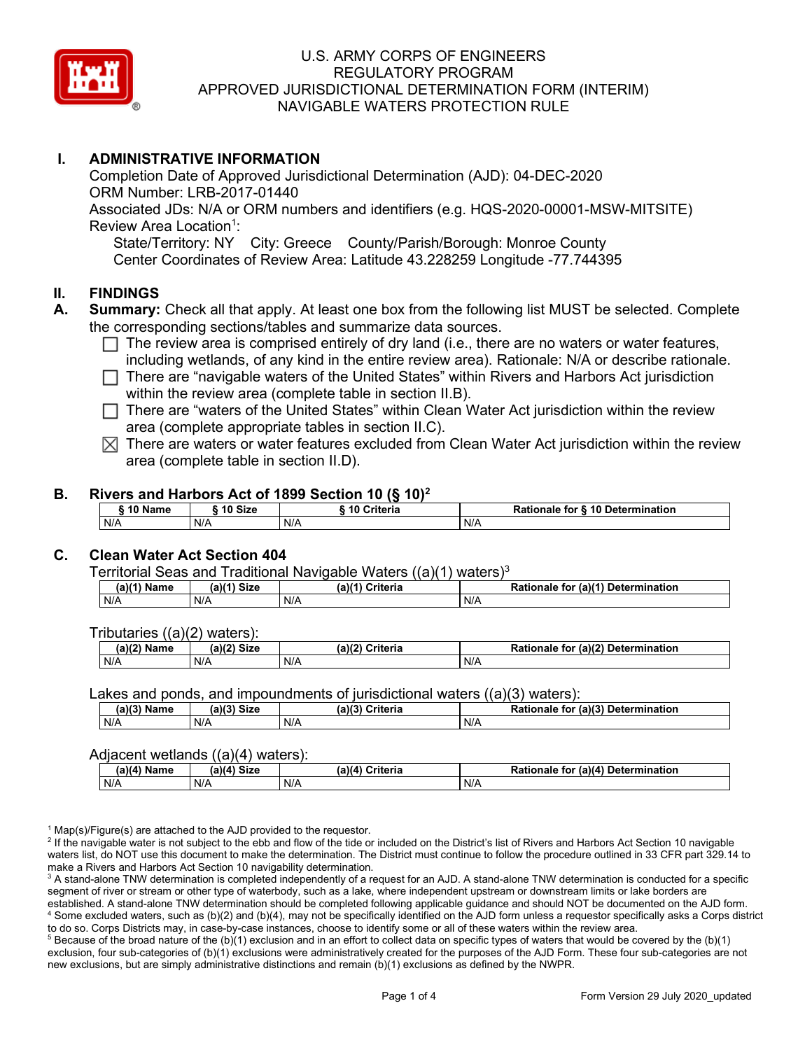# U.S. ARMY CORPS OF ENGINEERS
# REGULATORY PROGRAM
# APPROVED JURISDICTIONAL DETERMINATION FORM (INTERIM)
# NAVIGABLE WATERS PROTECTION RULE

## I. ADMINISTRATIVE INFORMATION

Completion Date of Approved Jurisdictional Determination (AJD): 04-DEC-2020
ORM Number: LRB-2017-01440
Associated JDs: N/A or ORM numbers and identifiers (e.g. HQS-2020-00001-MSW-MITSITE)
Review Area Location[1]:
State/Territory: NY City: Greece County/Parish/Borough: Monroe County
Center Coordinates of Review Area: Latitude 43.228259 Longitude -77.744395

## II. FINDINGS

**A. Summary:** Check all that apply. At least one box from the following list MUST be selected. Complete the corresponding sections/tables and summarize data sources.

- ☐ The review area is comprised entirely of dry land (i.e., there are no waters or water features, including wetlands, of any kind in the entire review area). Rationale: N/A or describe rationale.
- ☐ There are "navigable waters of the United States" within Rivers and Harbors Act jurisdiction within the review area (complete table in section II.B).
- ☐ There are "waters of the United States" within Clean Water Act jurisdiction within the review area (complete appropriate tables in section II.C).
- ☒ There are waters or water features excluded from Clean Water Act jurisdiction within the review area (complete table in section II.D).

**B. Rivers and Harbors Act of 1899 Section 10 (§ 10)[2]**

| § 10 Name | § 10 Size | § 10 Criteria | Rationale for § 10 Determination |
|---|---|---|---|
| N/A | N/A | N/A | N/A |

**C. Clean Water Act Section 404**

Territorial Seas and Traditional Navigable Waters ((a)(1) waters)[3]

| (a)(1) Name | (a)(1) Size | (a)(1) Criteria | Rationale for (a)(1) Determination |
|---|---|---|---|
| N/A | N/A | N/A | N/A |

Tributaries ((a)(2) waters):

| (a)(2) Name | (a)(2) Size | (a)(2) Criteria | Rationale for (a)(2) Determination |
|---|---|---|---|
| N/A | N/A | N/A | N/A |

Lakes and ponds, and impoundments of jurisdictional waters ((a)(3) waters):

| (a)(3) Name | (a)(3) Size | (a)(3) Criteria | Rationale for (a)(3) Determination |
|---|---|---|---|
| N/A | N/A | N/A | N/A |

Adjacent wetlands ((a)(4) waters):

| (a)(4) Name | (a)(4) Size | (a)(4) Criteria | Rationale for (a)(4) Determination |
|---|---|---|---|
| N/A | N/A | N/A | N/A |

[1] Map(s)/Figure(s) are attached to the AJD provided to the requestor.
[2] If the navigable water is not subject to the ebb and flow of the tide or included on the District's list of Rivers and Harbors Act Section 10 navigable waters list, do NOT use this document to make the determination. The District must continue to follow the procedure outlined in 33 CFR part 329.14 to make a Rivers and Harbors Act Section 10 navigability determination.
[3] A stand-alone TNW determination is completed independently of a request for an AJD. A stand-alone TNW determination is conducted for a specific segment of river or stream or other type of waterbody, such as a lake, where independent upstream or downstream limits or lake borders are established. A stand-alone TNW determination should be completed following applicable guidance and should NOT be documented on the AJD form.
[4] Some excluded waters, such as (b)(2) and (b)(4), may not be specifically identified on the AJD form unless a requestor specifically asks a Corps district to do so. Corps Districts may, in case-by-case instances, choose to identify some or all of these waters within the review area.
[5] Because of the broad nature of the (b)(1) exclusion and in an effort to collect data on specific types of waters that would be covered by the (b)(1) exclusion, four sub-categories of (b)(1) exclusions were administratively created for the purposes of the AJD Form. These four sub-categories are not new exclusions, but are simply administrative distinctions and remain (b)(1) exclusions as defined by the NWPR.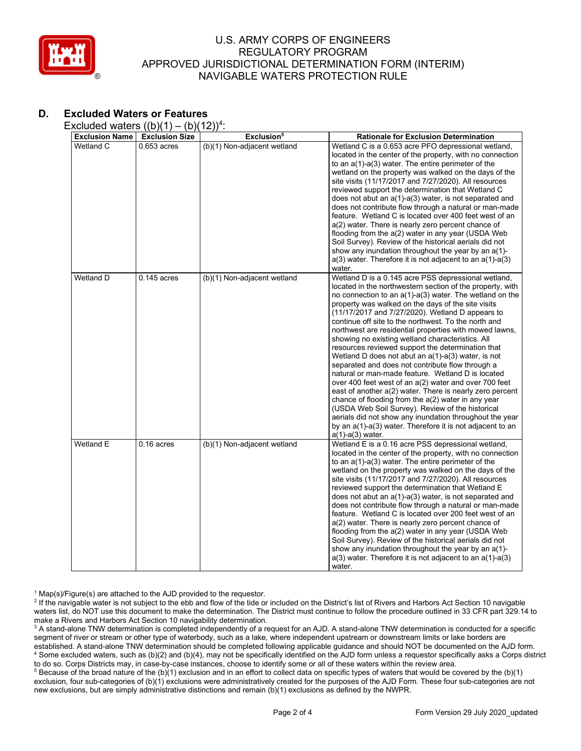## D. Excluded Waters or Features

Excluded waters ((b)(1) – (b)(12))[4]:

| Exclusion Name | Exclusion Size | Exclusion[5] | Rationale for Exclusion Determination |
|---|---|---|---|
| Wetland C | 0.653 acres | (b)(1) Non-adjacent wetland | Wetland C is a 0.653 acre PFO depressional wetland, located in the center of the property, with no connection to an a(1)-a(3) water. The entire perimeter of the wetland on the property was walked on the days of the site visits (11/17/2017 and 7/27/2020). All resources reviewed support the determination that Wetland C does not abut an a(1)-a(3) water, is not separated and does not contribute flow through a natural or man-made feature. Wetland C is located over 400 feet west of an a(2) water. There is nearly zero percent chance of flooding from the a(2) water in any year (USDA Web Soil Survey). Review of the historical aerials did not show any inundation throughout the year by an a(1)-a(3) water. Therefore it is not adjacent to an a(1)-a(3) water. |
| Wetland D | 0.145 acres | (b)(1) Non-adjacent wetland | Wetland D is a 0.145 acre PSS depressional wetland, located in the northwestern section of the property, with no connection to an a(1)-a(3) water. The wetland on the property was walked on the days of the site visits (11/17/2017 and 7/27/2020). Wetland D appears to continue off site to the northwest. To the north and northwest are residential properties with mowed lawns, showing no existing wetland characteristics. All resources reviewed support the determination that Wetland D does not abut an a(1)-a(3) water, is not separated and does not contribute flow through a natural or man-made feature. Wetland D is located over 400 feet west of an a(2) water and over 700 feet east of another a(2) water. There is nearly zero percent chance of flooding from the a(2) water in any year (USDA Web Soil Survey). Review of the historical aerials did not show any inundation throughout the year by an a(1)-a(3) water. Therefore it is not adjacent to an a(1)-a(3) water. |
| Wetland E | 0.16 acres | (b)(1) Non-adjacent wetland | Wetland E is a 0.16 acre PSS depressional wetland, located in the center of the property, with no connection to an a(1)-a(3) water. The entire perimeter of the wetland on the property was walked on the days of the site visits (11/17/2017 and 7/27/2020). All resources reviewed support the determination that Wetland E does not abut an a(1)-a(3) water, is not separated and does not contribute flow through a natural or man-made feature. Wetland C is located over 200 feet west of an a(2) water. There is nearly zero percent chance of flooding from the a(2) water in any year (USDA Web Soil Survey). Review of the historical aerials did not show any inundation throughout the year by an a(1)-a(3) water. Therefore it is not adjacent to an a(1)-a(3) water. |

[1] Map(s)/Figure(s) are attached to the AJD provided to the requestor.

[2] If the navigable water is not subject to the ebb and flow of the tide or included on the District's list of Rivers and Harbors Act Section 10 navigable waters list, do NOT use this document to make the determination. The District must continue to follow the procedure outlined in 33 CFR part 329.14 to make a Rivers and Harbors Act Section 10 navigability determination.

[3] A stand-alone TNW determination is completed independently of a request for an AJD. A stand-alone TNW determination is conducted for a specific segment of river or stream or other type of waterbody, such as a lake, where independent upstream or downstream limits or lake borders are established. A stand-alone TNW determination should be completed following applicable guidance and should NOT be documented on the AJD form.

[4] Some excluded waters, such as (b)(2) and (b)(4), may not be specifically identified on the AJD form unless a requestor specifically asks a Corps district to do so. Corps Districts may, in case-by-case instances, choose to identify some or all of these waters within the review area.

[5] Because of the broad nature of the (b)(1) exclusion and in an effort to collect data on specific types of waters that would be covered by the (b)(1) exclusion, four sub-categories of (b)(1) exclusions were administratively created for the purposes of the AJD Form. These four sub-categories are not new exclusions, but are simply administrative distinctions and remain (b)(1) exclusions as defined by the NWPR.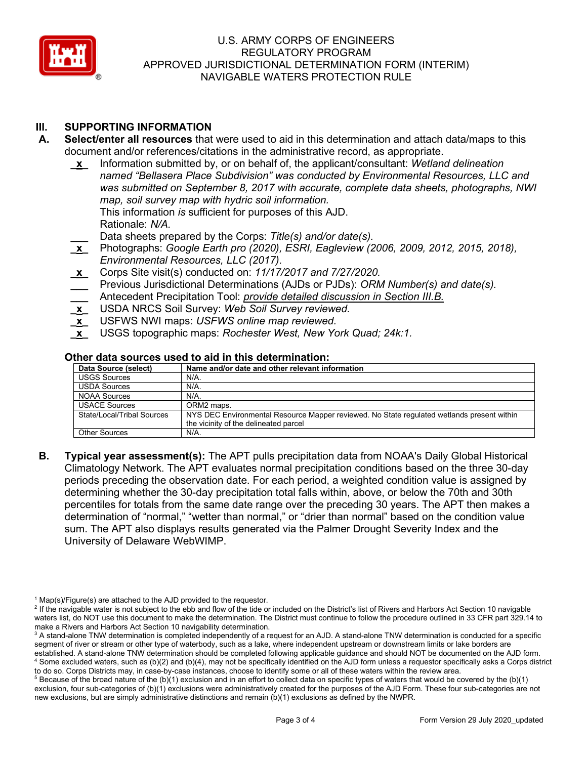## III. SUPPORTING INFORMATION

**A. Select/enter all resources** that were used to aid in this determination and attach data/maps to this document and/or references/citations in the administrative record, as appropriate.

_x_ Information submitted by, or on behalf of, the applicant/consultant: *Wetland delineation named "Bellasera Place Subdivision" was conducted by Environmental Resources, LLC and was submitted on September 8, 2017 with accurate, complete data sheets, photographs, NWI map, soil survey map with hydric soil information.*
This information *is* sufficient for purposes of this AJD.
Rationale: *N/A.*

___ Data sheets prepared by the Corps: *Title(s) and/or date(s).*

_x_ Photographs: *Google Earth pro (2020), ESRI, Eagleview (2006, 2009, 2012, 2015, 2018), Environmental Resources, LLC (2017).*

_x_ Corps Site visit(s) conducted on: *11/17/2017 and 7/27/2020.*

___ Previous Jurisdictional Determinations (AJDs or PJDs): *ORM Number(s) and date(s).*

___ Antecedent Precipitation Tool: *provide detailed discussion in Section III.B.*

_x_ USDA NRCS Soil Survey: *Web Soil Survey reviewed.*

_x_ USFWS NWI maps: *USFWS online map reviewed.*

_x_ USGS topographic maps: *Rochester West, New York Quad; 24k:1.*

**Other data sources used to aid in this determination:**

| Data Source (select) | Name and/or date and other relevant information |
|---|---|
| USGS Sources | N/A. |
| USDA Sources | N/A. |
| NOAA Sources | N/A. |
| USACE Sources | ORM2 maps. |
| State/Local/Tribal Sources | NYS DEC Environmental Resource Mapper reviewed. No State regulated wetlands present within the vicinity of the delineated parcel |
| Other Sources | N/A. |

**B. Typical year assessment(s):** The APT pulls precipitation data from NOAA's Daily Global Historical Climatology Network. The APT evaluates normal precipitation conditions based on the three 30-day periods preceding the observation date. For each period, a weighted condition value is assigned by determining whether the 30-day precipitation total falls within, above, or below the 70th and 30th percentiles for totals from the same date range over the preceding 30 years. The APT then makes a determination of "normal," "wetter than normal," or "drier than normal" based on the condition value sum. The APT also displays results generated via the Palmer Drought Severity Index and the University of Delaware WebWIMP.

---

[1] Map(s)/Figure(s) are attached to the AJD provided to the requestor.

[2] If the navigable water is not subject to the ebb and flow of the tide or included on the District's list of Rivers and Harbors Act Section 10 navigable waters list, do NOT use this document to make the determination. The District must continue to follow the procedure outlined in 33 CFR part 329.14 to make a Rivers and Harbors Act Section 10 navigability determination.

[3] A stand-alone TNW determination is completed independently of a request for an AJD. A stand-alone TNW determination is conducted for a specific segment of river or stream or other type of waterbody, such as a lake, where independent upstream or downstream limits or lake borders are established. A stand-alone TNW determination should be completed following applicable guidance and should NOT be documented on the AJD form.

[4] Some excluded waters, such as (b)(2) and (b)(4), may not be specifically identified on the AJD form unless a requestor specifically asks a Corps district to do so. Corps Districts may, in case-by-case instances, choose to identify some or all of these waters within the review area.

[5] Because of the broad nature of the (b)(1) exclusion and in an effort to collect data on specific types of waters that would be covered by the (b)(1) exclusion, four sub-categories of (b)(1) exclusions were administratively created for the purposes of the AJD Form. These four sub-categories are not new exclusions, but are simply administrative distinctions and remain (b)(1) exclusions as defined by the NWPR.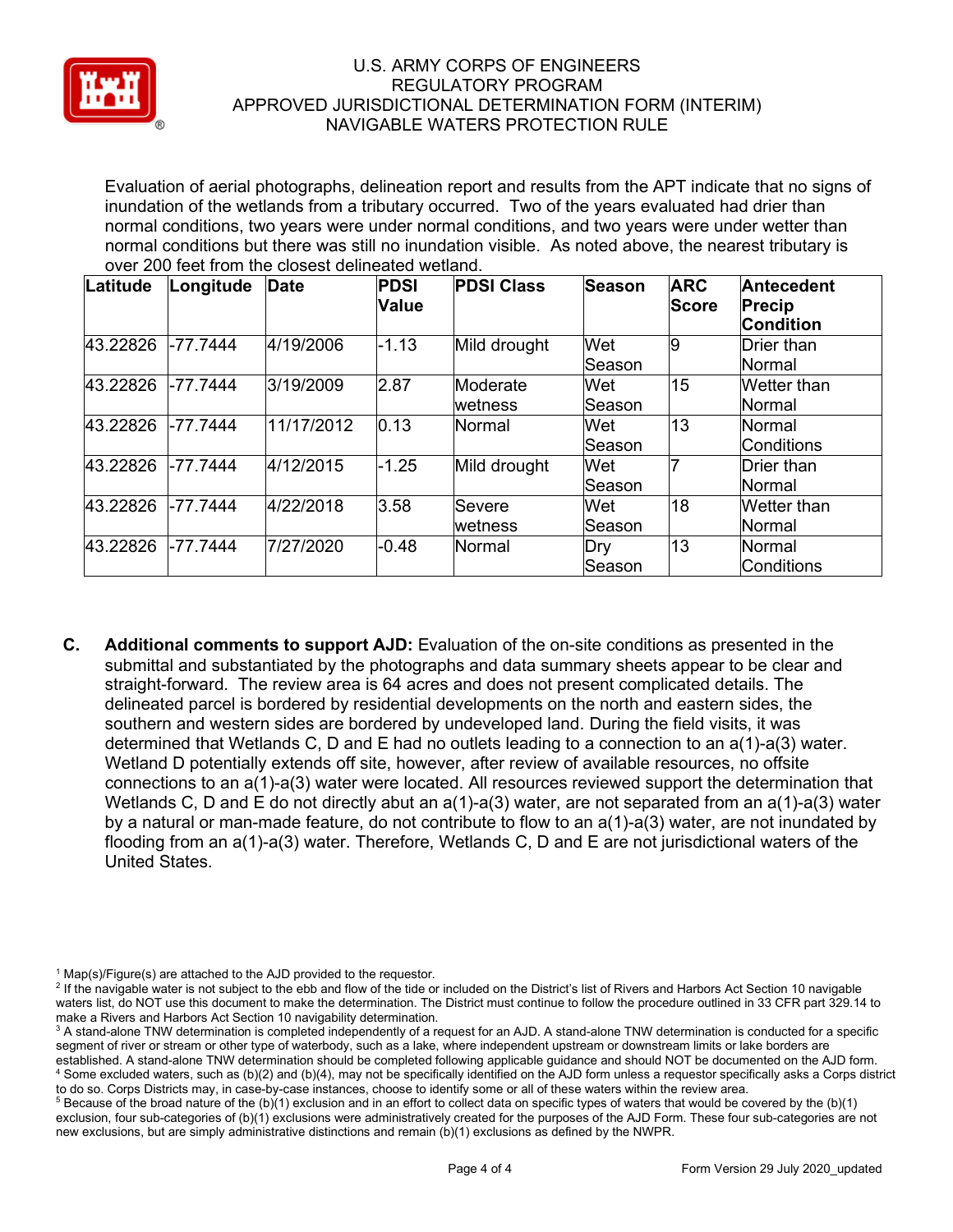Evaluation of aerial photographs, delineation report and results from the APT indicate that no signs of inundation of the wetlands from a tributary occurred. Two of the years evaluated had drier than normal conditions, two years were under normal conditions, and two years were under wetter than normal conditions but there was still no inundation visible. As noted above, the nearest tributary is over 200 feet from the closest delineated wetland.

| Latitude | Longitude | Date | PDSI Value | PDSI Class | Season | ARC Score | Antecedent Precip Condition |
|---|---|---|---|---|---|---|---|
| 43.22826 | -77.7444 | 4/19/2006 | -1.13 | Mild drought | Wet Season | 9 | Drier than Normal |
| 43.22826 | -77.7444 | 3/19/2009 | 2.87 | Moderate wetness | Wet Season | 15 | Wetter than Normal |
| 43.22826 | -77.7444 | 11/17/2012 | 0.13 | Normal | Wet Season | 13 | Normal Conditions |
| 43.22826 | -77.7444 | 4/12/2015 | -1.25 | Mild drought | Wet Season | 7 | Drier than Normal |
| 43.22826 | -77.7444 | 4/22/2018 | 3.58 | Severe wetness | Wet Season | 18 | Wetter than Normal |
| 43.22826 | -77.7444 | 7/27/2020 | -0.48 | Normal | Dry Season | 13 | Normal Conditions |

**C. Additional comments to support AJD:** Evaluation of the on-site conditions as presented in the submittal and substantiated by the photographs and data summary sheets appear to be clear and straight-forward. The review area is 64 acres and does not present complicated details. The delineated parcel is bordered by residential developments on the north and eastern sides, the southern and western sides are bordered by undeveloped land. During the field visits, it was determined that Wetlands C, D and E had no outlets leading to a connection to an a(1)-a(3) water. Wetland D potentially extends off site, however, after review of available resources, no offsite connections to an a(1)-a(3) water were located. All resources reviewed support the determination that Wetlands C, D and E do not directly abut an a(1)-a(3) water, are not separated from an a(1)-a(3) water by a natural or man-made feature, do not contribute to flow to an a(1)-a(3) water, are not inundated by flooding from an a(1)-a(3) water. Therefore, Wetlands C, D and E are not jurisdictional waters of the United States.

[1] Map(s)/Figure(s) are attached to the AJD provided to the requestor.

[2] If the navigable water is not subject to the ebb and flow of the tide or included on the District's list of Rivers and Harbors Act Section 10 navigable waters list, do NOT use this document to make the determination. The District must continue to follow the procedure outlined in 33 CFR part 329.14 to make a Rivers and Harbors Act Section 10 navigability determination.

[3] A stand-alone TNW determination is completed independently of a request for an AJD. A stand-alone TNW determination is conducted for a specific segment of river or stream or other type of waterbody, such as a lake, where independent upstream or downstream limits or lake borders are established. A stand-alone TNW determination should be completed following applicable guidance and should NOT be documented on the AJD form.

[4] Some excluded waters, such as (b)(2) and (b)(4), may not be specifically identified on the AJD form unless a requestor specifically asks a Corps district to do so. Corps Districts may, in case-by-case instances, choose to identify some or all of these waters within the review area.

[5] Because of the broad nature of the (b)(1) exclusion and in an effort to collect data on specific types of waters that would be covered by the (b)(1) exclusion, four sub-categories of (b)(1) exclusions were administratively created for the purposes of the AJD Form. These four sub-categories are not new exclusions, but are simply administrative distinctions and remain (b)(1) exclusions as defined by the NWPR.